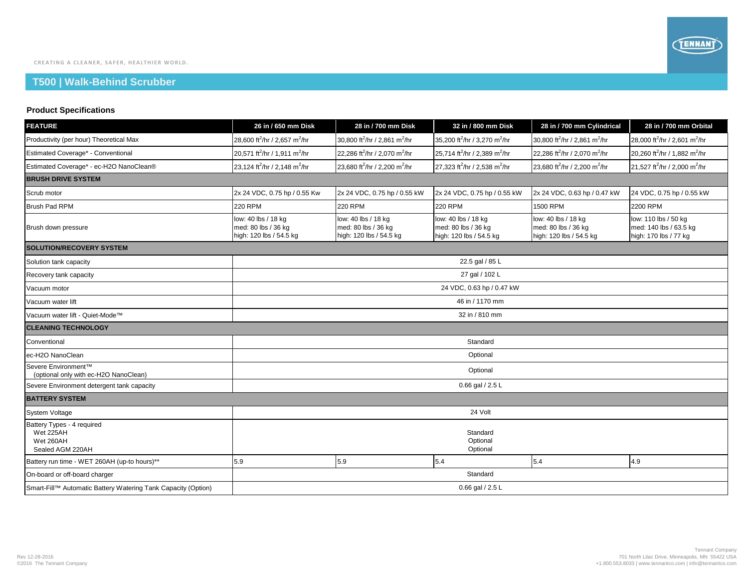CREATING A CLEANER, SAFER, HEALTHIER WORLD.

# T500 | Walk-Behind Scrubber

## Product Specifications

| FEATURE | 26 in / 650 mm Disk | 28 in / 700 mm Disk | 32 in / 800 mm Disk | 28 in / 700 mm Cylindrical | 28 in / 700 mm Orbital |
|---|---|---|---|---|---|
| Productivity (per hour) Theoretical Max | 28,600 $ft^2$/hr / 2,657 $m^2$/hr | 30,800 $ft^2$/hr / 2,861 $m^2$/hr | 35,200 $ft^2$/hr / 3,270 $m^2$/hr | 30,800 $ft^2$/hr / 2,861 $m^2$/hr | 28,000 $ft^2$/hr / 2,601 $m^2$/hr |
| Estimated Coverage* - Conventional | 20,571 $ft^2$/hr / 1,911 $m^2$/hr | 22,286 $ft^2$/hr / 2,070 $m^2$/hr | 25,714 $ft^2$/hr / 2,389 $m^2$/hr | 22,286 $ft^2$/hr / 2,070 $m^2$/hr | 20,260 $ft^2$/hr / 1,882 $m^2$/hr |
| Estimated Coverage* - ec-H2O NanoClean® | 23,124 $ft^2$/hr / 2,148 $m^2$/hr | 23,680 $ft^2$/hr / 2,200 $m^2$/hr | 27,323 $ft^2$/hr / 2,538 $m^2$/hr | 23,680 $ft^2$/hr / 2,200 $m^2$/hr | 21,527 $ft^2$/hr / 2,000 $m^2$/hr |
| **BRUSH DRIVE SYSTEM** | | | | | |
| Scrub motor | 2x 24 VDC, 0.75 hp / 0.55 Kw | 2x 24 VDC, 0.75 hp / 0.55 kW | 2x 24 VDC, 0.75 hp / 0.55 kW | 2x 24 VDC, 0.63 hp / 0.47 kW | 24 VDC, 0.75 hp / 0.55 kW |
| Brush Pad RPM | 220 RPM | 220 RPM | 220 RPM | 1500 RPM | 2200 RPM |
| Brush down pressure | low: 40 lbs / 18 kg<br>med: 80 lbs / 36 kg<br>high: 120 lbs / 54.5 kg | low: 40 lbs / 18 kg<br>med: 80 lbs / 36 kg<br>high: 120 lbs / 54.5 kg | low: 40 lbs / 18 kg<br>med: 80 lbs / 36 kg<br>high: 120 lbs / 54.5 kg | low: 40 lbs / 18 kg<br>med: 80 lbs / 36 kg<br>high: 120 lbs / 54.5 kg | low: 110 lbs / 50 kg<br>med: 140 lbs / 63.5 kg<br>high: 170 lbs / 77 kg |
| **SOLUTION/RECOVERY SYSTEM** | | | | | |
| Solution tank capacity | 22.5 gal / 85 L | | | | |
| Recovery tank capacity | 27 gal / 102 L | | | | |
| Vacuum motor | 24 VDC, 0.63 hp / 0.47 kW | | | | |
| Vacuum water lift | 46 in / 1170 mm | | | | |
| Vacuum water lift - Quiet-Mode™ | 32 in / 810 mm | | | | |
| **CLEANING TECHNOLOGY** | | | | | |
| Conventional | Standard | | | | |
| ec-H2O NanoClean | Optional | | | | |
| Severe Environment™<br>(optional only with ec-H2O NanoClean) | Optional | | | | |
| Severe Environment detergent tank capacity | 0.66 gal / 2.5 L | | | | |
| **BATTERY SYSTEM** | | | | | |
| System Voltage | 24 Volt | | | | |
| Battery Types - 4 required<br>Wet 225AH<br>Wet 260AH<br>Sealed AGM 220AH | <br>Standard<br>Optional<br>Optional | | | | |
| Battery run time - WET 260AH (up-to hours)** | 5.9 | 5.9 | 5.4 | 5.4 | 4.9 |
| On-board or off-board charger | Standard | | | | |
| Smart-Fill™ Automatic Battery Watering Tank Capacity (Option) | 0.66 gal / 2.5 L | | | | |

Rev 12-28-2016
©2016 The Tennant Company

Tennant Company
701 North Lilac Drive, Minneapolis, MN 55422 USA
+1.800.553.8033 | www.tennantco.com | info@tennantco.com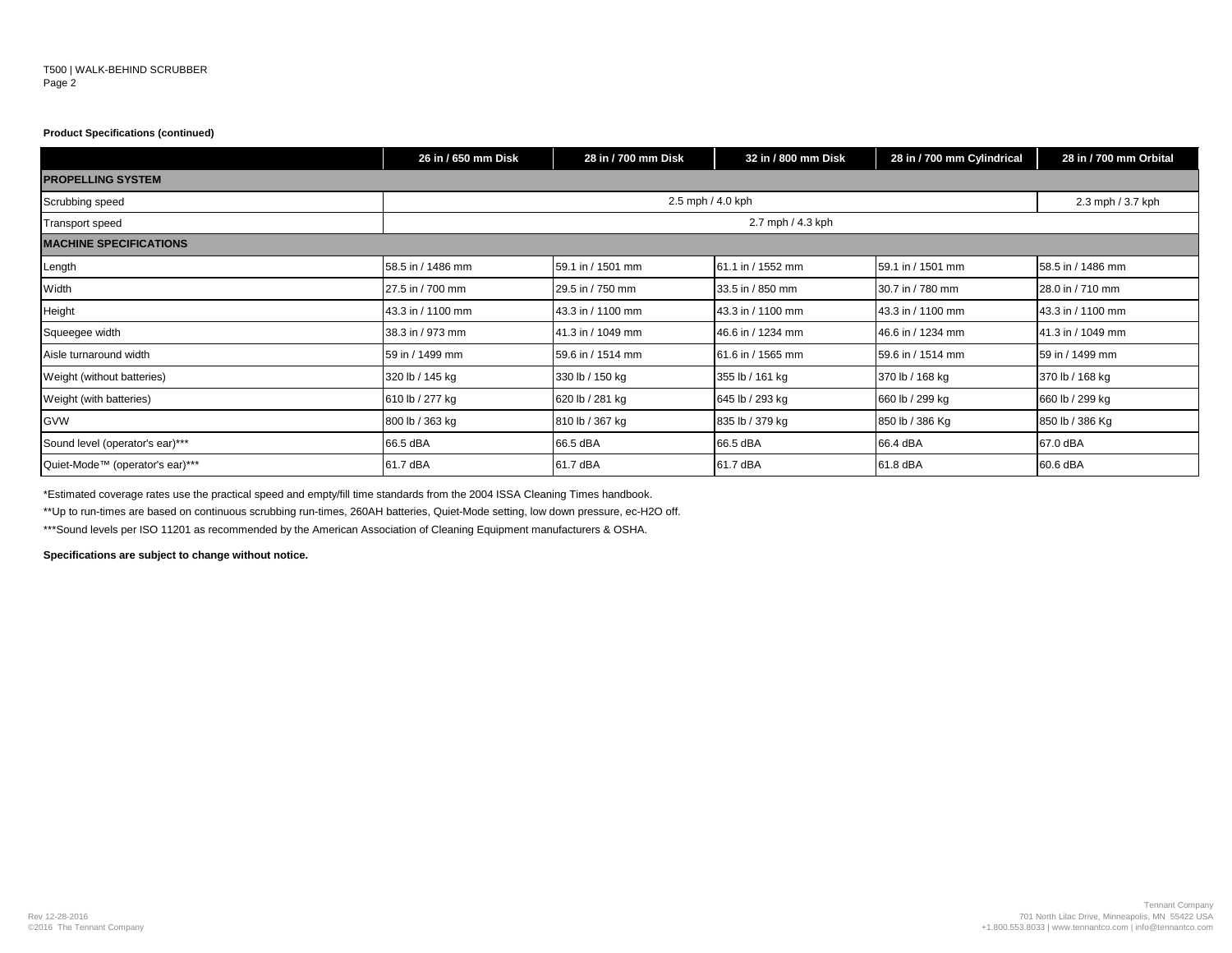**Product Specifications (continued)**

| | 26 in / 650 mm Disk | 28 in / 700 mm Disk | 32 in / 800 mm Disk | 28 in / 700 mm Cylindrical | 28 in / 700 mm Orbital |
|---|---|---|---|---|---|
| **PROPELLING SYSTEM** | | | | | |
| Scrubbing speed | 2.5 mph / 4.0 kph | | | | 2.3 mph / 3.7 kph |
| Transport speed | 2.7 mph / 4.3 kph | | | | |
| **MACHINE SPECIFICATIONS** | | | | | |
| Length | 58.5 in / 1486 mm | 59.1 in / 1501 mm | 61.1 in / 1552 mm | 59.1 in / 1501 mm | 58.5 in / 1486 mm |
| Width | 27.5 in / 700 mm | 29.5 in / 750 mm | 33.5 in / 850 mm | 30.7 in / 780 mm | 28.0 in / 710 mm |
| Height | 43.3 in / 1100 mm | 43.3 in / 1100 mm | 43.3 in / 1100 mm | 43.3 in / 1100 mm | 43.3 in / 1100 mm |
| Squeegee width | 38.3 in / 973 mm | 41.3 in / 1049 mm | 46.6 in / 1234 mm | 46.6 in / 1234 mm | 41.3 in / 1049 mm |
| Aisle turnaround width | 59 in / 1499 mm | 59.6 in / 1514 mm | 61.6 in / 1565 mm | 59.6 in / 1514 mm | 59 in / 1499 mm |
| Weight (without batteries) | 320 lb / 145 kg | 330 lb / 150 kg | 355 lb / 161 kg | 370 lb / 168 kg | 370 lb / 168 kg |
| Weight (with batteries) | 610 lb / 277 kg | 620 lb / 281 kg | 645 lb / 293 kg | 660 lb / 299 kg | 660 lb / 299 kg |
| GVW | 800 lb / 363 kg | 810 lb / 367 kg | 835 lb / 379 kg | 850 lb / 386 Kg | 850 lb / 386 Kg |
| Sound level (operator's ear)*** | 66.5 dBA | 66.5 dBA | 66.5 dBA | 66.4 dBA | 67.0 dBA |
| Quiet-Mode™ (operator's ear)*** | 61.7 dBA | 61.7 dBA | 61.7 dBA | 61.8 dBA | 60.6 dBA |

*Estimated coverage rates use the practical speed and empty/fill time standards from the 2004 ISSA Cleaning Times handbook.

**Up to run-times are based on continuous scrubbing run-times, 260AH batteries, Quiet-Mode setting, low down pressure, ec-H2O off.

***Sound levels per ISO 11201 as recommended by the American Association of Cleaning Equipment manufacturers & OSHA.

**Specifications are subject to change without notice.**

Rev 12-28-2016
©2016 The Tennant Company

Tennant Company
701 North Lilac Drive, Minneapolis, MN 55422 USA
+1.800.553.8033 | www.tennantco.com | info@tennantco.com